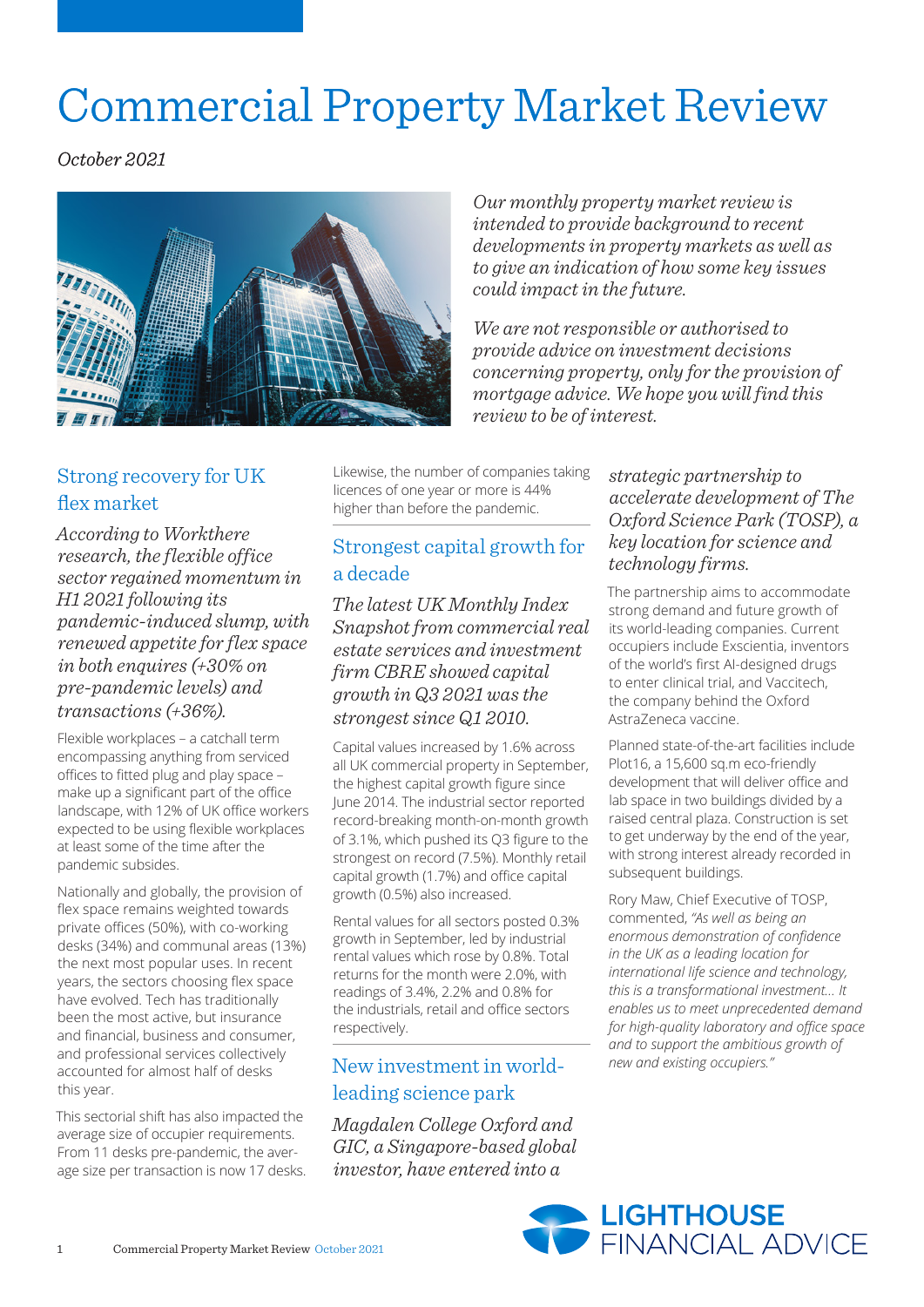# Commercial Property Market Review

*October 2021*

*Our monthly property market review is intended to provide background to recent developments in property markets as well as to give an indication of how some key issues could impact in the future.*

*We are not responsible or authorised to provide advice on investment decisions concerning property, only for the provision of mortgage advice. We hope you will find this review to be of interest.*

## Strong recovery for UK flex market

*According to Workthere research, the flexible office sector regained momentum in H1 2021 following its pandemic-induced slump, with renewed appetite for flex space in both enquires (+30% on pre-pandemic levels) and transactions (+36%).*

Flexible workplaces – a catchall term encompassing anything from serviced offices to fitted plug and play space – make up a significant part of the office landscape, with 12% of UK office workers expected to be using flexible workplaces at least some of the time after the pandemic subsides.

Nationally and globally, the provision of flex space remains weighted towards private offices (50%), with co-working desks (34%) and communal areas (13%) the next most popular uses. In recent years, the sectors choosing flex space have evolved. Tech has traditionally been the most active, but insurance and financial, business and consumer, and professional services collectively accounted for almost half of desks this year.

This sectorial shift has also impacted the average size of occupier requirements. From 11 desks pre-pandemic, the average size per transaction is now 17 desks. Likewise, the number of companies taking licences of one year or more is 44% higher than before the pandemic.

## Strongest capital growth for a decade

*The latest UK Monthly Index Snapshot from commercial real estate services and investment firm CBRE showed capital growth in Q3 2021 was the strongest since Q1 2010.*

Capital values increased by 1.6% across all UK commercial property in September, the highest capital growth figure since June 2014. The industrial sector reported record-breaking month-on-month growth of 3.1%, which pushed its Q3 figure to the strongest on record (7.5%). Monthly retail capital growth (1.7%) and office capital growth (0.5%) also increased.

Rental values for all sectors posted 0.3% growth in September, led by industrial rental values which rose by 0.8%. Total returns for the month were 2.0%, with readings of 3.4%, 2.2% and 0.8% for the industrials, retail and office sectors respectively.

## New investment in world-leading science park

*Magdalen College Oxford and GIC, a Singapore-based global investor, have entered into a strategic partnership to accelerate development of The Oxford Science Park (TOSP), a key location for science and technology firms.*

The partnership aims to accommodate strong demand and future growth of its world-leading companies. Current occupiers include Exscientia, inventors of the world's first AI-designed drugs to enter clinical trial, and Vaccitech, the company behind the Oxford AstraZeneca vaccine.

Planned state-of-the-art facilities include Plot16, a 15,600 sq.m eco-friendly development that will deliver office and lab space in two buildings divided by a raised central plaza. Construction is set to get underway by the end of the year, with strong interest already recorded in subsequent buildings.

Rory Maw, Chief Executive of TOSP, commented, *"As well as being an enormous demonstration of confidence in the UK as a leading location for international life science and technology, this is a transformational investment… It enables us to meet unprecedented demand for high-quality laboratory and office space and to support the ambitious growth of new and existing occupiers."*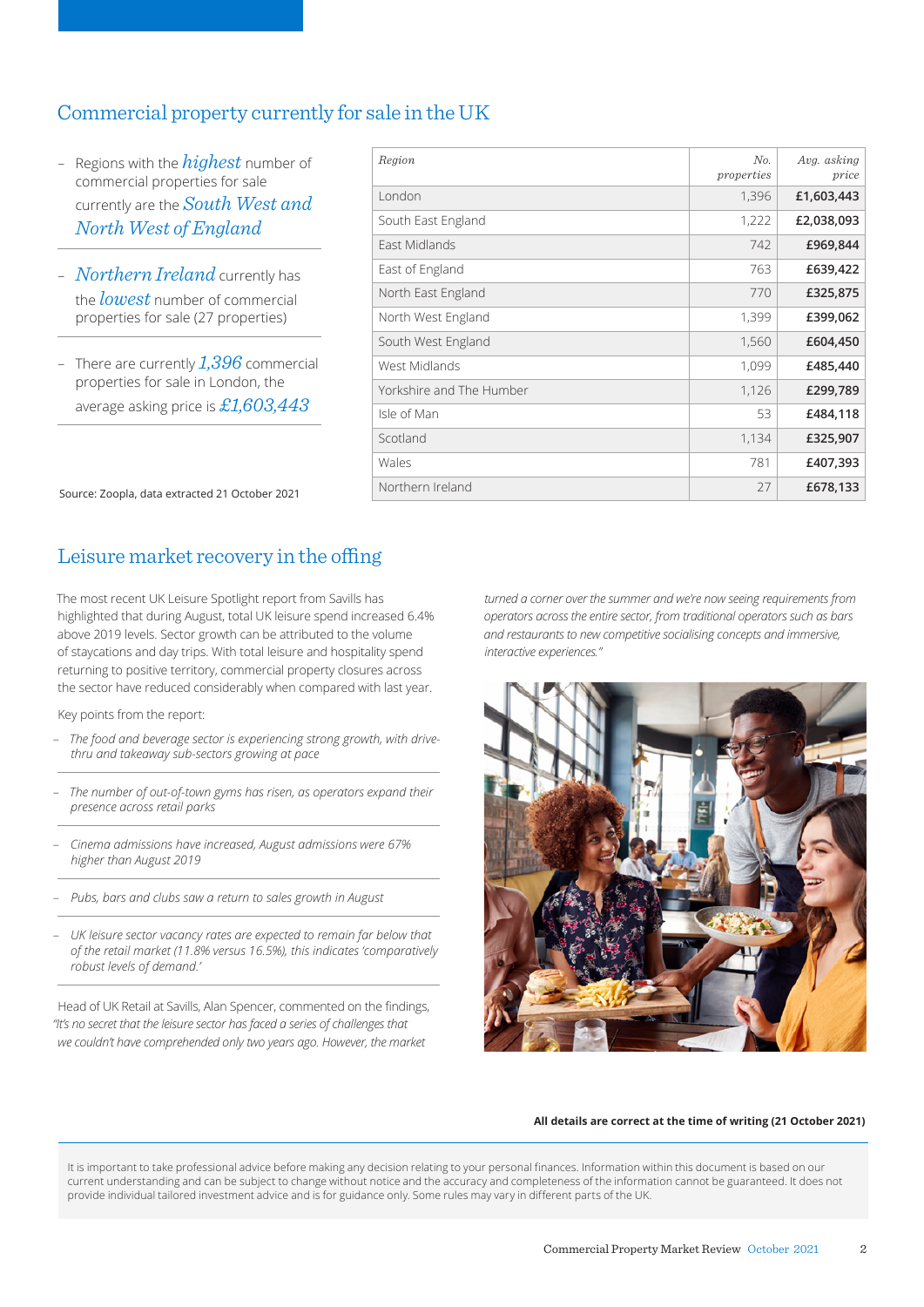## Commercial property currently for sale in the UK

- Regions with the *highest* number of commercial properties for sale currently are the *South West and North West of England*
- *Northern Ireland* currently has the *lowest* number of commercial properties for sale (27 properties)
- There are currently *1,396* commercial properties for sale in London, the average asking price is *£1,603,443*

Source: Zoopla, data extracted 21 October 2021

| *Region* | *No. properties* | *Avg. asking price* |
|---|---|---|
| London | 1,396 | **£1,603,443** |
| South East England | 1,222 | **£2,038,093** |
| East Midlands | 742 | **£969,844** |
| East of England | 763 | **£639,422** |
| North East England | 770 | **£325,875** |
| North West England | 1,399 | **£399,062** |
| South West England | 1,560 | **£604,450** |
| West Midlands | 1,099 | **£485,440** |
| Yorkshire and The Humber | 1,126 | **£299,789** |
| Isle of Man | 53 | **£484,118** |
| Scotland | 1,134 | **£325,907** |
| Wales | 781 | **£407,393** |
| Northern Ireland | 27 | **£678,133** |

## Leisure market recovery in the offing

The most recent UK Leisure Spotlight report from Savills has highlighted that during August, total UK leisure spend increased 6.4% above 2019 levels. Sector growth can be attributed to the volume of staycations and day trips. With total leisure and hospitality spend returning to positive territory, commercial property closures across the sector have reduced considerably when compared with last year.

Key points from the report:

- *The food and beverage sector is experiencing strong growth, with drive-thru and takeaway sub-sectors growing at pace*
- *The number of out-of-town gyms has risen, as operators expand their presence across retail parks*
- *Cinema admissions have increased, August admissions were 67% higher than August 2019*
- *Pubs, bars and clubs saw a return to sales growth in August*
- *UK leisure sector vacancy rates are expected to remain far below that of the retail market (11.8% versus 16.5%), this indicates 'comparatively robust levels of demand.'*

Head of UK Retail at Savills, Alan Spencer, commented on the findings, *"It's no secret that the leisure sector has faced a series of challenges that we couldn't have comprehended only two years ago. However, the market turned a corner over the summer and we're now seeing requirements from operators across the entire sector, from traditional operators such as bars and restaurants to new competitive socialising concepts and immersive, interactive experiences."*

**All details are correct at the time of writing (21 October 2021)**

It is important to take professional advice before making any decision relating to your personal finances. Information within this document is based on our current understanding and can be subject to change without notice and the accuracy and completeness of the information cannot be guaranteed. It does not provide individual tailored investment advice and is for guidance only. Some rules may vary in different parts of the UK.